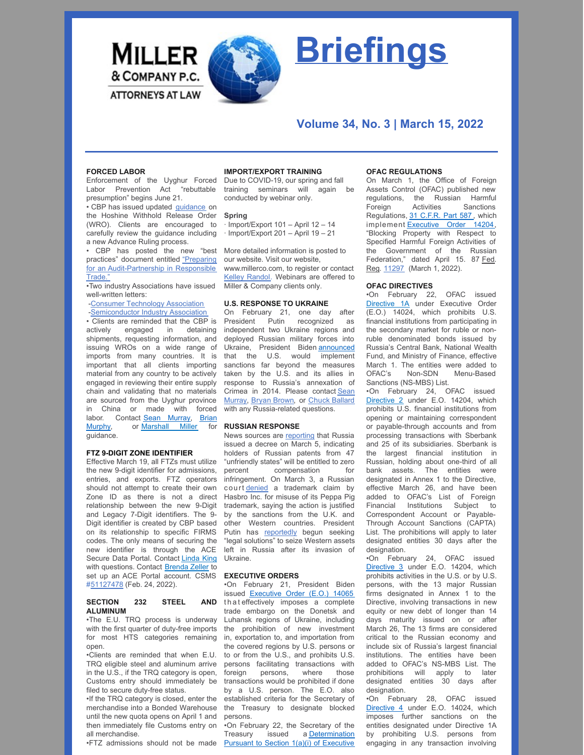# Briefings

Volume 34, No. 3 | March 15, 2022

### FORCED LABOR

Enforcement of the Uyghur Forced Labor Prevention Act "rebuttable presumption" begins June 21.

• CBP has issued updated guidance on the Hoshine Withhold Release Order (WRO). Clients are encouraged to carefully review the guidance including a new Advance Ruling process.

• CBP has posted the new "best practices" document entitled "Preparing for an Audit-Partnership in Responsible Trade."

•Two industry Associations have issued well-written letters:

-Consumer Technology Association

-Semiconductor Industry Association

• Clients are reminded that the CBP is actively engaged in detaining shipments, requesting information, and issuing WROs on a wide range of imports from many countries. It is important that all clients importing material from any country to be actively engaged in reviewing their entire supply chain and validating that no materials are sourced from the Uyghur province in China or made with forced labor. Contact Sean Murray, Brian Murphy, or Marshall Miller for guidance.

### FTZ 9-DIGIT ZONE IDENTIFIER

Effective March 19, all FTZs must utilize the new 9-digit identifier for admissions, entries, and exports. FTZ operators should not attempt to create their own Zone ID as there is not a direct relationship between the new 9-Digit and Legacy 7-Digit identifiers. The 9-Digit identifier is created by CBP based on its relationship to specific FIRMS codes. The only means of securing the new identifier is through the ACE Secure Data Portal. Contact Linda King with questions. Contact Brenda Zeller to set up an ACE Portal account. CSMS #51127478 (Feb. 24, 2022).

### SECTION 232 STEEL AND ALUMINUM

•The E.U. TRQ process is underway with the first quarter of duty-free imports for most HTS categories remaining open.

•Clients are reminded that when E.U. TRQ eligible steel and aluminum arrive in the U.S., if the TRQ category is open, Customs entry should immediately be filed to secure duty-free status.

•If the TRQ category is closed, enter the merchandise into a Bonded Warehouse until the new quota opens on April 1 and then immediately file Customs entry on all merchandise.

•FTZ admissions should not be made

### IMPORT/EXPORT TRAINING

Due to COVID-19, our spring and fall training seminars will again be conducted by webinar only.

**Spring**

· Import/Export 101 – April 12 – 14

· Import/Export 201 – April 19 – 21

More detailed information is posted to our website. Visit our website, www.millerco.com, to register or contact Kelley Randol. Webinars are offered to Miller & Company clients only.

### U.S. RESPONSE TO UKRAINE

On February 21, one day after President Putin recognized as independent two Ukraine regions and deployed Russian military forces into Ukraine, President Biden announced that the U.S. would implement sanctions far beyond the measures taken by the U.S. and its allies in response to Russia's annexation of Crimea in 2014. Please contact Sean Murray, Bryan Brown, or Chuck Ballard with any Russia-related questions.

### RUSSIAN RESPONSE

News sources are reporting that Russia issued a decree on March 5, indicating holders of Russian patents from 47 "unfriendly states" will be entitled to zero percent compensation for infringement. On March 3, a Russian court denied a trademark claim by Hasbro Inc. for misuse of its Peppa Pig trademark, saying the action is justified by the sanctions from the U.K. and other Western countries. President Putin has reportedly begun seeking "legal solutions" to seize Western assets left in Russia after its invasion of Ukraine.

### EXECUTIVE ORDERS

•On February 21, President Biden issued Executive Order (E.O.) 14065 that effectively imposes a complete trade embargo on the Donetsk and Luhansk regions of Ukraine, including the prohibition of new investment in, exportation to, and importation from the covered regions by U.S. persons or to or from the U.S., and prohibits U.S. persons facilitating transactions with foreign persons, where those transactions would be prohibited if done by a U.S. person. The E.O. also established criteria for the Secretary of the Treasury to designate blocked persons.

•On February 22, the Secretary of the Treasury issued a Determination Pursuant to Section 1(a)(i) of Executive

### OFAC REGULATIONS

On March 1, the Office of Foreign Assets Control (OFAC) published new regulations, the Russian Harmful Foreign Activities Sanctions Regulations, 31 C.F.R. Part 587, which implement Executive Order 14204, "Blocking Property with Respect to Specified Harmful Foreign Activities of the Government of the Russian Federation," dated April 15. 87 Fed. Reg. 11297 (March 1, 2022).

### OFAC DIRECTIVES

•On February 22, OFAC issued Directive 1A under Executive Order (E.O.) 14024, which prohibits U.S. financial institutions from participating in the secondary market for ruble or non-ruble denominated bonds issued by Russia's Central Bank, National Wealth Fund, and Ministry of Finance, effective March 1. The entities were added to OFAC's Non-SDN Menu-Based Sanctions (NS-MBS) List.

•On February 24, OFAC issued Directive 2 under E.O. 14204, which prohibits U.S. financial institutions from opening or maintaining correspondent or payable-through accounts and from processing transactions with Sberbank and 25 of its subsidiaries. Sberbank is the largest financial institution in Russian, holding about one-third of all bank assets. The entities were designated in Annex 1 to the Directive, effective March 26, and have been added to OFAC's List of Foreign Financial Institutions Subject to Correspondent Account or Payable-Through Account Sanctions (CAPTA) List. The prohibitions will apply to later designated entities 30 days after the designation.

•On February 24, OFAC issued Directive 3 under E.O. 14204, which prohibits activities in the U.S. or by U.S. persons, with the 13 major Russian firms designated in Annex 1 to the Directive, involving transactions in new equity or new debt of longer than 14 days maturity issued on or after March 26, The 13 firms are considered critical to the Russian economy and include six of Russia's largest financial institutions. The entities have been added to OFAC's NS-MBS List. The prohibitions will apply to later designated entities 30 days after designation.

•On February 28, OFAC issued Directive 4 under E.O. 14204, which imposes further sanctions on the entities designated under Directive 1A by prohibiting U.S. persons from engaging in any transaction involving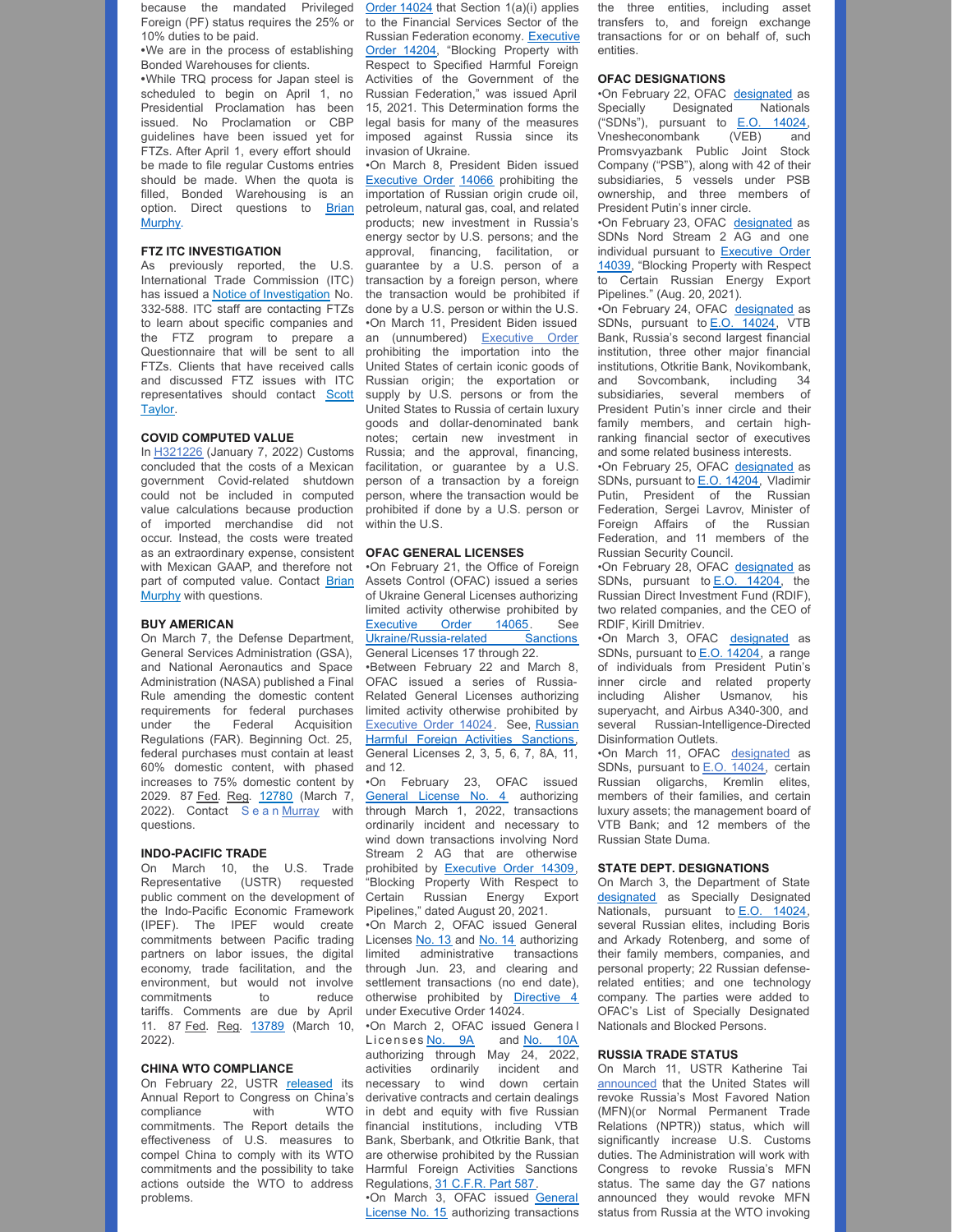because the mandated Privileged Foreign (PF) status requires the 25% or 10% duties to be paid.

- We are in the process of establishing Bonded Warehouses for clients.
- While TRQ process for Japan steel is scheduled to begin on April 1, no Presidential Proclamation has been issued. No Proclamation or CBP guidelines have been issued yet for FTZs. After April 1, every effort should be made to file regular Customs entries should be made. When the quota is filled, Bonded Warehousing is an option. Direct questions to Brian Murphy.

**FTZ ITC INVESTIGATION**

As previously reported, the U.S. International Trade Commission (ITC) has issued a Notice of Investigation No. 332-588. ITC staff are contacting FTZs to learn about specific companies and the FTZ program to prepare a Questionnaire that will be sent to all FTZs. Clients that have received calls and discussed FTZ issues with ITC representatives should contact Scott Taylor.

**COVID COMPUTED VALUE**

In H321226 (January 7, 2022) Customs concluded that the costs of a Mexican government Covid-related shutdown could not be included in computed value calculations because production of imported merchandise did not occur. Instead, the costs were treated as an extraordinary expense, consistent with Mexican GAAP, and therefore not part of computed value. Contact Brian Murphy with questions.

**BUY AMERICAN**

On March 7, the Defense Department, General Services Administration (GSA), and National Aeronautics and Space Administration (NASA) published a Final Rule amending the domestic content requirements for federal purchases under the Federal Acquisition Regulations (FAR). Beginning Oct. 25, federal purchases must contain at least 60% domestic content, with phased increases to 75% domestic content by 2029. 87 Fed. Reg. 12780 (March 7, 2022). Contact Sean Murray with questions.

**INDO-PACIFIC TRADE**

On March 10, the U.S. Trade Representative (USTR) requested public comment on the development of the Indo-Pacific Economic Framework (IPEF). The IPEF would create commitments between Pacific trading partners on labor issues, the digital economy, trade facilitation, and the environment, but would not involve commitments to reduce tariffs. Comments are due by April 11. 87 Fed. Reg. 13789 (March 10, 2022).

**CHINA WTO COMPLIANCE**

On February 22, USTR released its Annual Report to Congress on China's compliance with WTO commitments. The Report details the effectiveness of U.S. measures to compel China to comply with its WTO commitments and the possibility to take actions outside the WTO to address problems.

Order 14024 that Section 1(a)(i) applies to the Financial Services Sector of the Russian Federation economy. Executive Order 14204, "Blocking Property with Respect to Specified Harmful Foreign Activities of the Government of the Russian Federation," was issued April 15, 2021. This Determination forms the legal basis for many of the measures imposed against Russia since its invasion of Ukraine.

- On March 8, President Biden issued Executive Order 14066 prohibiting the importation of Russian origin crude oil, petroleum, natural gas, coal, and related products; new investment in Russia's energy sector by U.S. persons; and the approval, financing, facilitation, or guarantee by a U.S. person of a transaction by a foreign person, where the transaction would be prohibited if done by a U.S. person or within the U.S.
- On March 11, President Biden issued an (unnumbered) Executive Order prohibiting the importation into the United States of certain iconic goods of Russian origin; the exportation or supply by U.S. persons or from the United States to Russia of certain luxury goods and dollar-denominated bank notes; certain new investment in Russia; and the approval, financing, facilitation, or guarantee by a U.S. person of a transaction by a foreign person, where the transaction would be prohibited if done by a U.S. person or within the U.S.

**OFAC GENERAL LICENSES**

- On February 21, the Office of Foreign Assets Control (OFAC) issued a series of Ukraine General Licenses authorizing limited activity otherwise prohibited by Executive Order 14065. See Ukraine/Russia-related Sanctions General Licenses 17 through 22.
- Between February 22 and March 8, OFAC issued a series of Russia-Related General Licenses authorizing limited activity otherwise prohibited by Executive Order 14024. See, Russian Harmful Foreign Activities Sanctions, General Licenses 2, 3, 5, 6, 7, 8A, 11, and 12.
- On February 23, OFAC issued General License No. 4 authorizing through March 1, 2022, transactions ordinarily incident and necessary to wind down transactions involving Nord Stream 2 AG that are otherwise prohibited by Executive Order 14309, "Blocking Property With Respect to Certain Russian Energy Export Pipelines," dated August 20, 2021.
- On March 2, OFAC issued General Licenses No. 13 and No. 14 authorizing limited administrative transactions through Jun. 23, and clearing and settlement transactions (no end date), otherwise prohibited by Directive 4 under Executive Order 14024.
- On March 2, OFAC issued General Licenses No. 9A and No. 10A authorizing through May 24, 2022, activities ordinarily incident and necessary to wind down certain derivative contracts and certain dealings in debt and equity with five Russian financial institutions, including VTB Bank, Sberbank, and Otkritie Bank, that are otherwise prohibited by the Russian Harmful Foreign Activities Sanctions Regulations, 31 C.F.R. Part 587.
- On March 3, OFAC issued General License No. 15 authorizing transactions

the three entities, including asset transfers to, and foreign exchange transactions for or on behalf of, such entities.

**OFAC DESIGNATIONS**

- On February 22, OFAC designated as Specially Designated Nationals ("SDNs"), pursuant to E.O. 14024, Vnesheconombank (VEB) and Promsvyazbank Public Joint Stock Company ("PSB"), along with 42 of their subsidiaries, 5 vessels under PSB ownership, and three members of President Putin's inner circle.
- On February 23, OFAC designated as SDNs Nord Stream 2 AG and one individual pursuant to Executive Order 14039, "Blocking Property with Respect to Certain Russian Energy Export Pipelines." (Aug. 20, 2021).
- On February 24, OFAC designated as SDNs, pursuant to E.O. 14024, VTB Bank, Russia's second largest financial institution, three other major financial institutions, Otkritie Bank, Novikombank, and Sovcombank, including 34 subsidiaries, several members of President Putin's inner circle and their family members, and certain high-ranking financial sector of executives and some related business interests.
- On February 25, OFAC designated as SDNs, pursuant to E.O. 14204, Vladimir Putin, President of the Russian Federation, Sergei Lavrov, Minister of Foreign Affairs of the Russian Federation, and 11 members of the Russian Security Council.
- On February 28, OFAC designated as SDNs, pursuant to E.O. 14204, the Russian Direct Investment Fund (RDIF), two related companies, and the CEO of RDIF, Kirill Dmitriev.
- On March 3, OFAC designated as SDNs, pursuant to E.O. 14204, a range of individuals from President Putin's inner circle and related property including Alisher Usmanov, his superyacht, and Airbus A340-300, and several Russian-Intelligence-Directed Disinformation Outlets.
- On March 11, OFAC designated as SDNs, pursuant to E.O. 14024, certain Russian oligarchs, Kremlin elites, members of their families, and certain luxury assets; the management board of VTB Bank; and 12 members of the Russian State Duma.

**STATE DEPT. DESIGNATIONS**

On March 3, the Department of State designated as Specially Designated Nationals, pursuant to E.O. 14024, several Russian elites, including Boris and Arkady Rotenberg, and some of their family members, companies, and personal property; 22 Russian defense-related entities; and one technology company. The parties were added to OFAC's List of Specially Designated Nationals and Blocked Persons.

**RUSSIA TRADE STATUS**

On March 11, USTR Katherine Tai announced that the United States will revoke Russia's Most Favored Nation (MFN)(or Normal Permanent Trade Relations (NPTR)) status, which will significantly increase U.S. Customs duties. The Administration will work with Congress to revoke Russia's MFN status. The same day the G7 nations announced they would revoke MFN status from Russia at the WTO invoking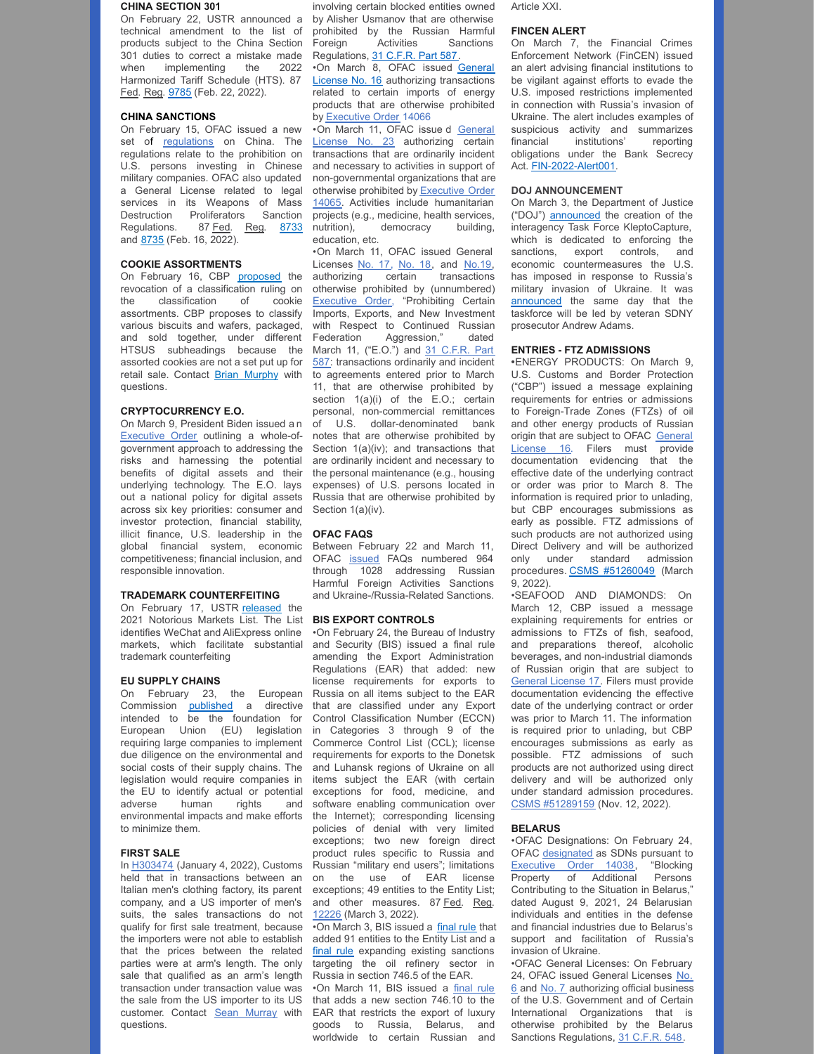### CHINA SECTION 301

On February 22, USTR announced a technical amendment to the list of products subject to the China Section 301 duties to correct a mistake made when implementing the 2022 Harmonized Tariff Schedule (HTS). 87 Fed. Reg. 9785 (Feb. 22, 2022).

### CHINA SANCTIONS

On February 15, OFAC issued a new set of regulations on China. The regulations relate to the prohibition on U.S. persons investing in Chinese military companies. OFAC also updated a General License related to legal services in its Weapons of Mass Destruction Proliferators Sanction Regulations. 87 Fed. Reg. 8733 and 8735 (Feb. 16, 2022).

### COOKIE ASSORTMENTS

On February 16, CBP proposed the revocation of a classification ruling on the classification of cookie assortments. CBP proposes to classify various biscuits and wafers, packaged, and sold together, under different HTSUS subheadings because the assorted cookies are not a set put up for retail sale. Contact Brian Murphy with questions.

### CRYPTOCURRENCY E.O.

On March 9, President Biden issued an Executive Order outlining a whole-of-government approach to addressing the risks and harnessing the potential benefits of digital assets and their underlying technology. The E.O. lays out a national policy for digital assets across six key priorities: consumer and investor protection, financial stability, illicit finance, U.S. leadership in the global financial system, economic competitiveness; financial inclusion, and responsible innovation.

### TRADEMARK COUNTERFEITING

On February 17, USTR released the 2021 Notorious Markets List. The List identifies WeChat and AliExpress online markets, which facilitate substantial trademark counterfeiting

### EU SUPPLY CHAINS

On February 23, the European Commission published a directive intended to be the foundation for European Union (EU) legislation requiring large companies to implement due diligence on the environmental and social costs of their supply chains. The legislation would require companies in the EU to identify actual or potential adverse human rights and environmental impacts and make efforts to minimize them.

### FIRST SALE

In H303474 (January 4, 2022), Customs held that in transactions between an Italian men's clothing factory, its parent company, and a US importer of men's suits, the sales transactions do not qualify for first sale treatment, because the importers were not able to establish that the prices between the related parties were at arm's length. The only sale that qualified as an arm's length transaction under transaction value was the sale from the US importer to its US customer. Contact Sean Murray with questions.

involving certain blocked entities owned by Alisher Usmanov that are otherwise prohibited by the Russian Harmful Foreign Activities Sanctions Regulations, 31 C.F.R. Part 587.

- On March 8, OFAC issued General License No. 16 authorizing transactions related to certain imports of energy products that are otherwise prohibited by Executive Order 14066
- On March 11, OFAC issue d General License No. 23 authorizing certain transactions that are ordinarily incident and necessary to activities in support of non-governmental organizations that are otherwise prohibited by Executive Order 14065. Activities include humanitarian projects (e.g., medicine, health services, nutrition), democracy building, education, etc.
- On March 11, OFAC issued General Licenses No. 17, No. 18, and No.19, authorizing certain transactions otherwise prohibited by (unnumbered) Executive Order, "Prohibiting Certain Imports, Exports, and New Investment with Respect to Continued Russian Federation Aggression," dated March 11, ("E.O.") and 31 C.F.R. Part 587: transactions ordinarily and incident to agreements entered prior to March 11, that are otherwise prohibited by section 1(a)(i) of the E.O.; certain personal, non-commercial remittances of U.S. dollar-denominated bank notes that are otherwise prohibited by Section 1(a)(iv); and transactions that are ordinarily incident and necessary to the personal maintenance (e.g., housing expenses) of U.S. persons located in Russia that are otherwise prohibited by Section 1(a)(iv).

### OFAC FAQS

Between February 22 and March 11, OFAC issued FAQs numbered 964 through 1028 addressing Russian Harmful Foreign Activities Sanctions and Ukraine-/Russia-Related Sanctions.

### BIS EXPORT CONTROLS

- On February 24, the Bureau of Industry and Security (BIS) issued a final rule amending the Export Administration Regulations (EAR) that added: new license requirements for exports to Russia on all items subject to the EAR that are classified under any Export Control Classification Number (ECCN) in Categories 3 through 9 of the Commerce Control List (CCL); license requirements for exports to the Donetsk and Luhansk regions of Ukraine on all items subject the EAR (with certain exceptions for food, medicine, and software enabling communication over the Internet); corresponding licensing policies of denial with very limited exceptions; two new foreign direct product rules specific to Russia and Russian "military end users"; limitations on the use of EAR license exceptions; 49 entities to the Entity List; and other measures. 87 Fed. Reg. 12226 (March 3, 2022).
- On March 3, BIS issued a final rule that added 91 entities to the Entity List and a final rule expanding existing sanctions targeting the oil refinery sector in Russia in section 746.5 of the EAR.
- On March 11, BIS issued a final rule that adds a new section 746.10 to the EAR that restricts the export of luxury goods to Russia, Belarus, and worldwide to certain Russian and

Article XXI.

### FINCEN ALERT

On March 7, the Financial Crimes Enforcement Network (FinCEN) issued an alert advising financial institutions to be vigilant against efforts to evade the U.S. imposed restrictions implemented in connection with Russia's invasion of Ukraine. The alert includes examples of suspicious activity and summarizes financial institutions' reporting obligations under the Bank Secrecy Act. FIN-2022-Alert001.

### DOJ ANNOUNCEMENT

On March 3, the Department of Justice ("DOJ") announced the creation of the interagency Task Force KleptoCapture, which is dedicated to enforcing the sanctions, export controls, and economic countermeasures the U.S. has imposed in response to Russia's military invasion of Ukraine. It was announced the same day that the taskforce will be led by veteran SDNY prosecutor Andrew Adams.

### ENTRIES - FTZ ADMISSIONS

- ENERGY PRODUCTS: On March 9, U.S. Customs and Border Protection ("CBP") issued a message explaining requirements for entries or admissions to Foreign-Trade Zones (FTZs) of oil and other energy products of Russian origin that are subject to OFAC General License 16. Filers must provide documentation evidencing that the effective date of the underlying contract or order was prior to March 8. The information is required prior to unlading, but CBP encourages submissions as early as possible. FTZ admissions of such products are not authorized using Direct Delivery and will be authorized only under standard admission procedures. CSMS #51260049 (March 9, 2022).
- SEAFOOD AND DIAMONDS: On March 12, CBP issued a message explaining requirements for entries or admissions to FTZs of fish, seafood, and preparations thereof, alcoholic beverages, and non-industrial diamonds of Russian origin that are subject to General License 17. Filers must provide documentation evidencing the effective date of the underlying contract or order was prior to March 11. The information is required prior to unlading, but CBP encourages submissions as early as possible. FTZ admissions of such products are not authorized using direct delivery and will be authorized only under standard admission procedures. CSMS #51289159 (Nov. 12, 2022).

### BELARUS

- OFAC Designations: On February 24, OFAC designated as SDNs pursuant to Executive Order 14038, "Blocking Property of Additional Persons Contributing to the Situation in Belarus," dated August 9, 2021, 24 Belarusian individuals and entities in the defense and financial industries due to Belarus's support and facilitation of Russia's invasion of Ukraine.
- OFAC General Licenses: On February 24, OFAC issued General Licenses No. 6 and No. 7 authorizing official business of the U.S. Government and of Certain International Organizations that is otherwise prohibited by the Belarus Sanctions Regulations, 31 C.F.R. 548.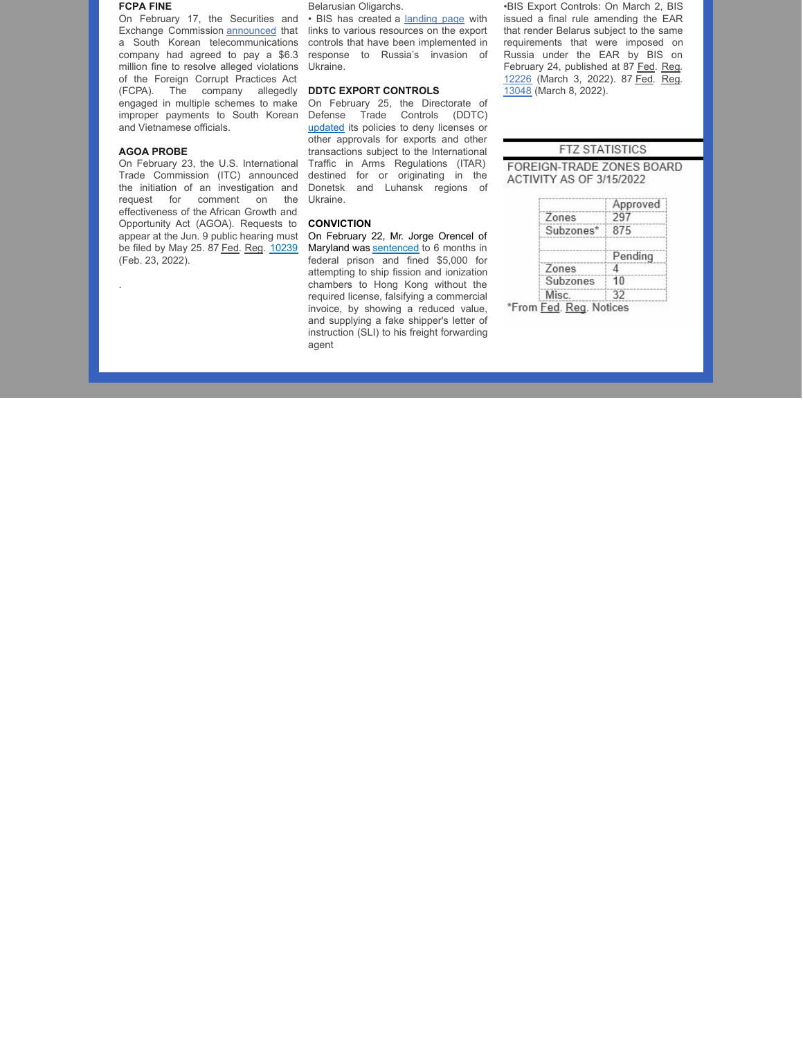## FCPA FINE

On February 17, the Securities and Exchange Commission announced that a South Korean telecommunications company had agreed to pay a $6.3 million fine to resolve alleged violations of the Foreign Corrupt Practices Act (FCPA). The company allegedly engaged in multiple schemes to make improper payments to South Korean and Vietnamese officials.

## AGOA PROBE

On February 23, the U.S. International Trade Commission (ITC) announced the initiation of an investigation and request for comment on the effectiveness of the African Growth and Opportunity Act (AGOA). Requests to appear at the Jun. 9 public hearing must be filed by May 25. 87 Fed. Reg. 10239 (Feb. 23, 2022).

.

Belarusian Oligarchs.

- BIS has created a landing page with links to various resources on the export controls that have been implemented in response to Russia's invasion of Ukraine.

## DDTC EXPORT CONTROLS

On February 25, the Directorate of Defense Trade Controls (DDTC) updated its policies to deny licenses or other approvals for exports and other transactions subject to the International Traffic in Arms Regulations (ITAR) destined for or originating in the Donetsk and Luhansk regions of Ukraine.

## CONVICTION

On February 22, Mr. Jorge Orencel of Maryland was sentenced to 6 months in federal prison and fined $5,000 for attempting to ship fission and ionization chambers to Hong Kong without the required license, falsifying a commercial invoice, by showing a reduced value, and supplying a fake shipper's letter of instruction (SLI) to his freight forwarding agent

- BIS Export Controls: On March 2, BIS issued a final rule amending the EAR that render Belarus subject to the same requirements that were imposed on Russia under the EAR by BIS on February 24, published at 87 Fed. Reg. 12226 (March 3, 2022). 87 Fed. Reg. 13048 (March 8, 2022).

## FTZ STATISTICS

FOREIGN-TRADE ZONES BOARD ACTIVITY AS OF 3/15/2022

| | Approved |
|---|---|
| Zones | 297 |
| Subzones* | 875 |
| | Pending |
| Zones | 4 |
| Subzones | 10 |
| Misc. | 32 |

*From Fed. Reg. Notices